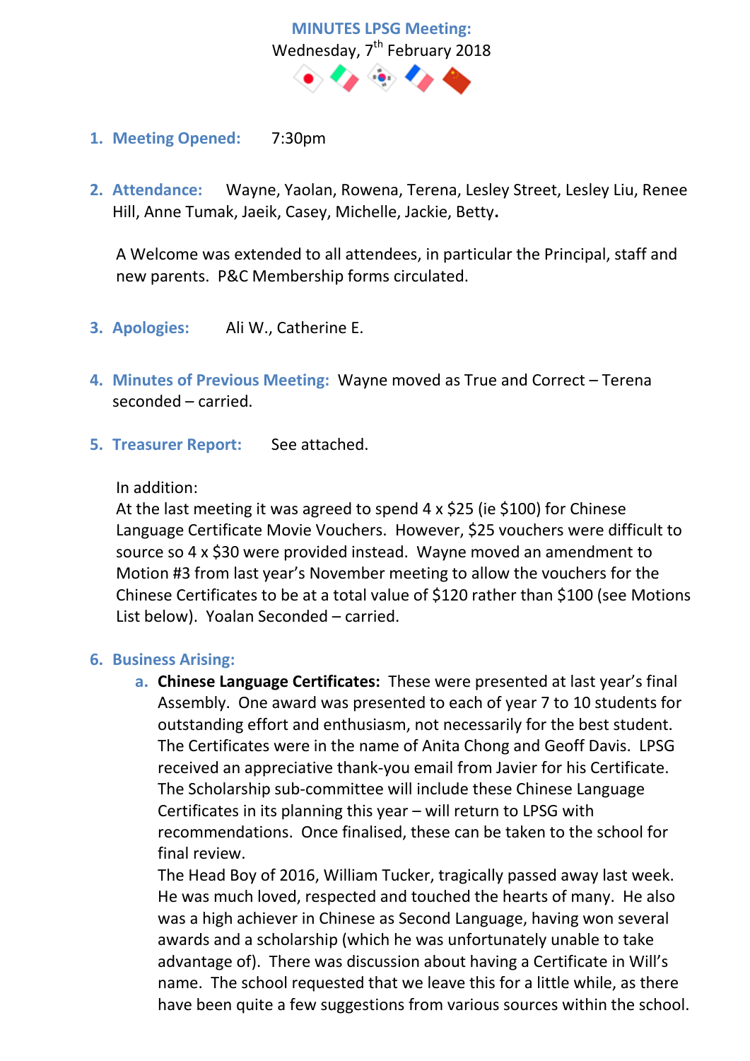# MINUTES LPSG Meeting:

Wednesday, 7th February 2018

1. **Meeting Opened:** 7:30pm

2. **Attendance:** Wayne, Yaolan, Rowena, Terena, Lesley Street, Lesley Liu, Renee Hill, Anne Tumak, Jaeik, Casey, Michelle, Jackie, Betty.

   A Welcome was extended to all attendees, in particular the Principal, staff and new parents. P&C Membership forms circulated.

3. **Apologies:** Ali W., Catherine E.

4. **Minutes of Previous Meeting:** Wayne moved as True and Correct – Terena seconded – carried.

5. **Treasurer Report:** See attached.

   In addition:
   At the last meeting it was agreed to spend 4 x $25 (ie $100) for Chinese Language Certificate Movie Vouchers. However, $25 vouchers were difficult to source so 4 x $30 were provided instead. Wayne moved an amendment to Motion #3 from last year's November meeting to allow the vouchers for the Chinese Certificates to be at a total value of $120 rather than $100 (see Motions List below). Yoalan Seconded – carried.

6. **Business Arising:**
   a. **Chinese Language Certificates:** These were presented at last year's final Assembly. One award was presented to each of year 7 to 10 students for outstanding effort and enthusiasm, not necessarily for the best student. The Certificates were in the name of Anita Chong and Geoff Davis. LPSG received an appreciative thank-you email from Javier for his Certificate. The Scholarship sub-committee will include these Chinese Language Certificates in its planning this year – will return to LPSG with recommendations. Once finalised, these can be taken to the school for final review.
   The Head Boy of 2016, William Tucker, tragically passed away last week. He was much loved, respected and touched the hearts of many. He also was a high achiever in Chinese as Second Language, having won several awards and a scholarship (which he was unfortunately unable to take advantage of). There was discussion about having a Certificate in Will's name. The school requested that we leave this for a little while, as there have been quite a few suggestions from various sources within the school.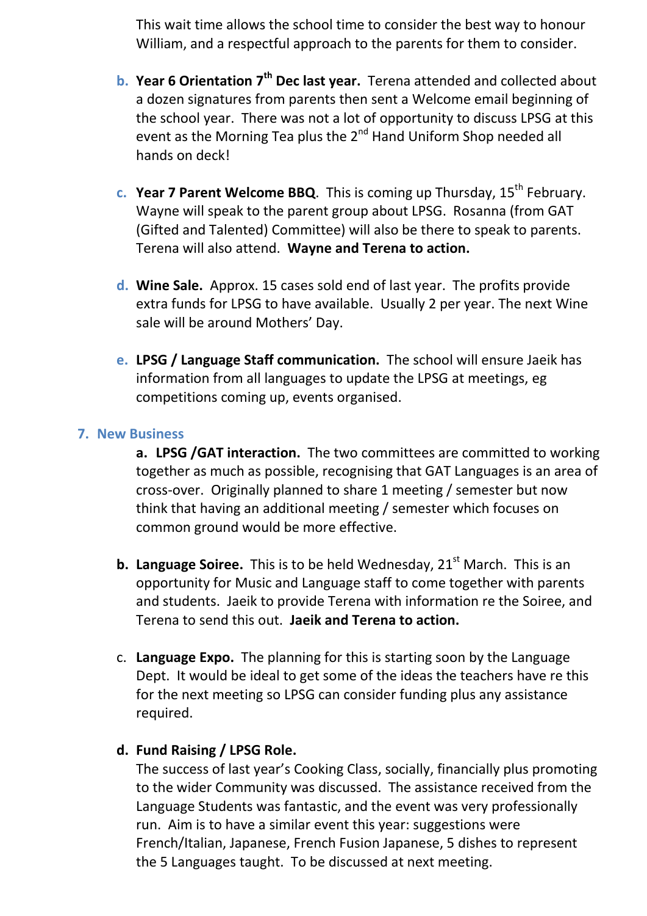This wait time allows the school time to consider the best way to honour William, and a respectful approach to the parents for them to consider.

b. **Year 6 Orientation 7th Dec last year.** Terena attended and collected about a dozen signatures from parents then sent a Welcome email beginning of the school year. There was not a lot of opportunity to discuss LPSG at this event as the Morning Tea plus the 2nd Hand Uniform Shop needed all hands on deck!

c. **Year 7 Parent Welcome BBQ**. This is coming up Thursday, 15th February. Wayne will speak to the parent group about LPSG. Rosanna (from GAT (Gifted and Talented) Committee) will also be there to speak to parents. Terena will also attend. **Wayne and Terena to action.**

d. **Wine Sale.** Approx. 15 cases sold end of last year. The profits provide extra funds for LPSG to have available. Usually 2 per year. The next Wine sale will be around Mothers' Day.

e. **LPSG / Language Staff communication.** The school will ensure Jaeik has information from all languages to update the LPSG at meetings, eg competitions coming up, events organised.

## 7. New Business

a. **LPSG /GAT interaction.** The two committees are committed to working together as much as possible, recognising that GAT Languages is an area of cross-over. Originally planned to share 1 meeting / semester but now think that having an additional meeting / semester which focuses on common ground would be more effective.

b. **Language Soiree.** This is to be held Wednesday, 21st March. This is an opportunity for Music and Language staff to come together with parents and students. Jaeik to provide Terena with information re the Soiree, and Terena to send this out. **Jaeik and Terena to action.**

c. **Language Expo.** The planning for this is starting soon by the Language Dept. It would be ideal to get some of the ideas the teachers have re this for the next meeting so LPSG can consider funding plus any assistance required.

d. **Fund Raising / LPSG Role.**
The success of last year's Cooking Class, socially, financially plus promoting to the wider Community was discussed. The assistance received from the Language Students was fantastic, and the event was very professionally run. Aim is to have a similar event this year: suggestions were French/Italian, Japanese, French Fusion Japanese, 5 dishes to represent the 5 Languages taught. To be discussed at next meeting.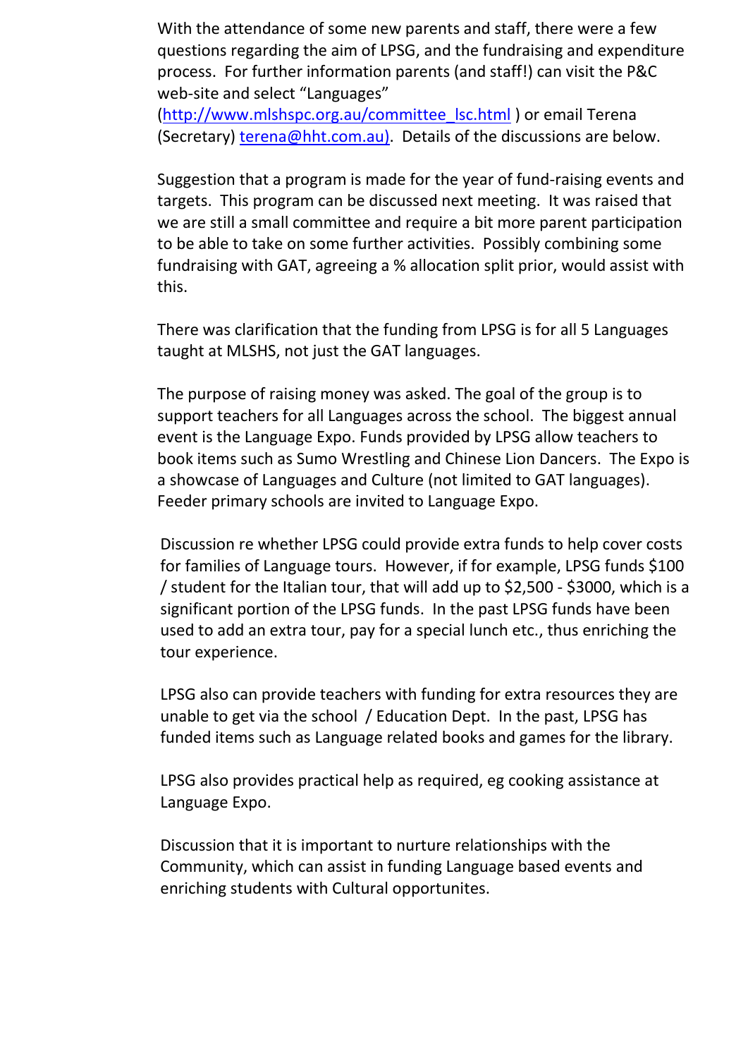With the attendance of some new parents and staff, there were a few questions regarding the aim of LPSG, and the fundraising and expenditure process. For further information parents (and staff!) can visit the P&C web-site and select "Languages" (http://www.mlshspc.org.au/committee_lsc.html ) or email Terena (Secretary) terena@hht.com.au). Details of the discussions are below.

Suggestion that a program is made for the year of fund-raising events and targets. This program can be discussed next meeting. It was raised that we are still a small committee and require a bit more parent participation to be able to take on some further activities. Possibly combining some fundraising with GAT, agreeing a % allocation split prior, would assist with this.

There was clarification that the funding from LPSG is for all 5 Languages taught at MLSHS, not just the GAT languages.

The purpose of raising money was asked. The goal of the group is to support teachers for all Languages across the school. The biggest annual event is the Language Expo. Funds provided by LPSG allow teachers to book items such as Sumo Wrestling and Chinese Lion Dancers. The Expo is a showcase of Languages and Culture (not limited to GAT languages). Feeder primary schools are invited to Language Expo.

Discussion re whether LPSG could provide extra funds to help cover costs for families of Language tours. However, if for example, LPSG funds $100 / student for the Italian tour, that will add up to $2,500 - $3000, which is a significant portion of the LPSG funds. In the past LPSG funds have been used to add an extra tour, pay for a special lunch etc., thus enriching the tour experience.

LPSG also can provide teachers with funding for extra resources they are unable to get via the school / Education Dept. In the past, LPSG has funded items such as Language related books and games for the library.

LPSG also provides practical help as required, eg cooking assistance at Language Expo.

Discussion that it is important to nurture relationships with the Community, which can assist in funding Language based events and enriching students with Cultural opportunites.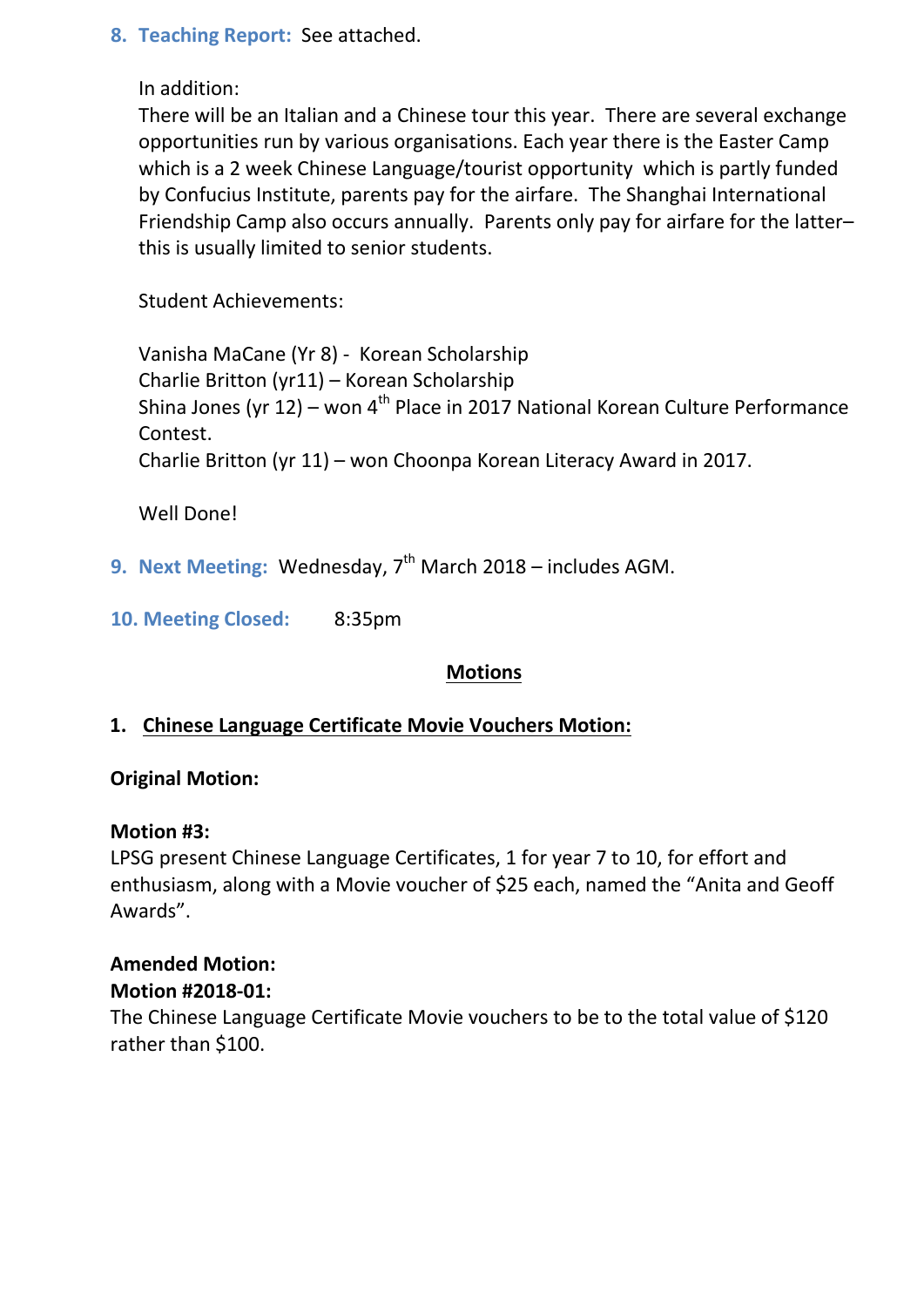8. **Teaching Report:** See attached.

   In addition:
   There will be an Italian and a Chinese tour this year. There are several exchange opportunities run by various organisations. Each year there is the Easter Camp which is a 2 week Chinese Language/tourist opportunity which is partly funded by Confucius Institute, parents pay for the airfare. The Shanghai International Friendship Camp also occurs annually. Parents only pay for airfare for the latter– this is usually limited to senior students.

   Student Achievements:

   Vanisha MaCane (Yr 8) - Korean Scholarship
   Charlie Britton (yr11) – Korean Scholarship
   Shina Jones (yr 12) – won 4th Place in 2017 National Korean Culture Performance Contest.
   Charlie Britton (yr 11) – won Choonpa Korean Literacy Award in 2017.

   Well Done!

9. **Next Meeting:** Wednesday, 7th March 2018 – includes AGM.

10. **Meeting Closed:** 8:35pm

## Motions

### 1. Chinese Language Certificate Movie Vouchers Motion:

**Original Motion:**

**Motion #3:**
LPSG present Chinese Language Certificates, 1 for year 7 to 10, for effort and enthusiasm, along with a Movie voucher of $25 each, named the "Anita and Geoff Awards".

**Amended Motion:**
**Motion #2018-01:**
The Chinese Language Certificate Movie vouchers to be to the total value of $120 rather than $100.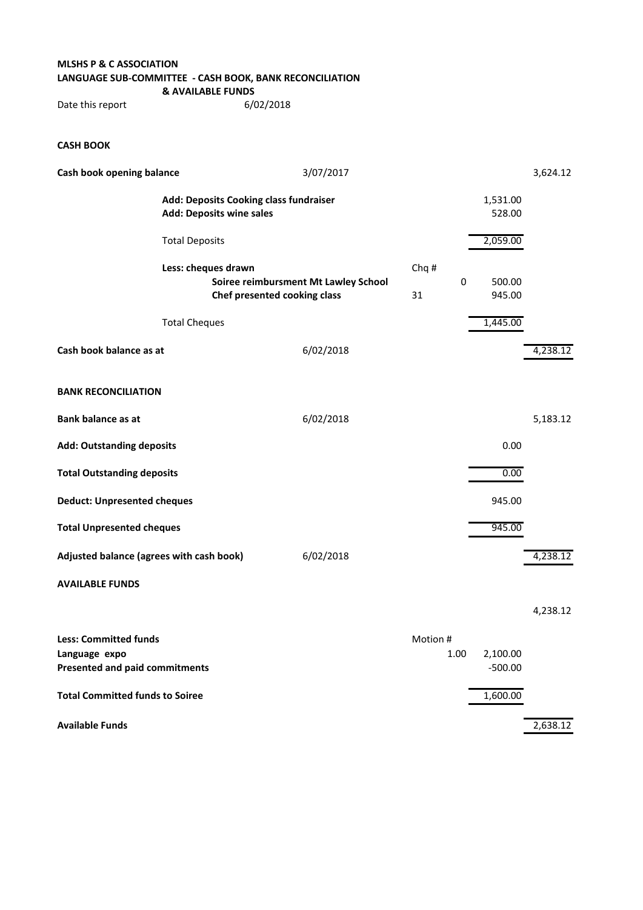**MLSHS P & C ASSOCIATION**
**LANGUAGE SUB-COMMITTEE - CASH BOOK, BANK RECONCILIATION & AVAILABLE FUNDS**

Date this report 6/02/2018

**CASH BOOK**

| | | | | |
|---|---|---|---|---|
| **Cash book opening balance** | 3/07/2017 | | | 3,624.12 |
| **Add: Deposits Cooking class fundraiser** | | | 1,531.00 | |
| **Add: Deposits wine sales** | | | 528.00 | |
| Total Deposits | | | 2,059.00 | |
| **Less: cheques drawn** | | Chq # | | |
| **Soiree reimbursment Mt Lawley School** | | 0 | 500.00 | |
| **Chef presented cooking class** | | 31 | 945.00 | |
| Total Cheques | | | 1,445.00 | |
| **Cash book balance as at** | 6/02/2018 | | | 4,238.12 |

**BANK RECONCILIATION**

| | | | | |
|---|---|---|---|---|
| **Bank balance as at** | 6/02/2018 | | | 5,183.12 |
| **Add: Outstanding deposits** | | | 0.00 | |
| **Total Outstanding deposits** | | | 0.00 | |
| **Deduct: Unpresented cheques** | | | 945.00 | |
| **Total Unpresented cheques** | | | 945.00 | |
| **Adjusted balance (agrees with cash book)** | 6/02/2018 | | | 4,238.12 |

**AVAILABLE FUNDS**

| | | | | |
|---|---|---|---|---|
| | | | | 4,238.12 |
| **Less: Committed funds** | | Motion # | | |
| **Language expo** | | 1.00 | 2,100.00 | |
| **Presented and paid commitments** | | | -500.00 | |
| **Total Committed funds to Soiree** | | | 1,600.00 | |
| **Available Funds** | | | | 2,638.12 |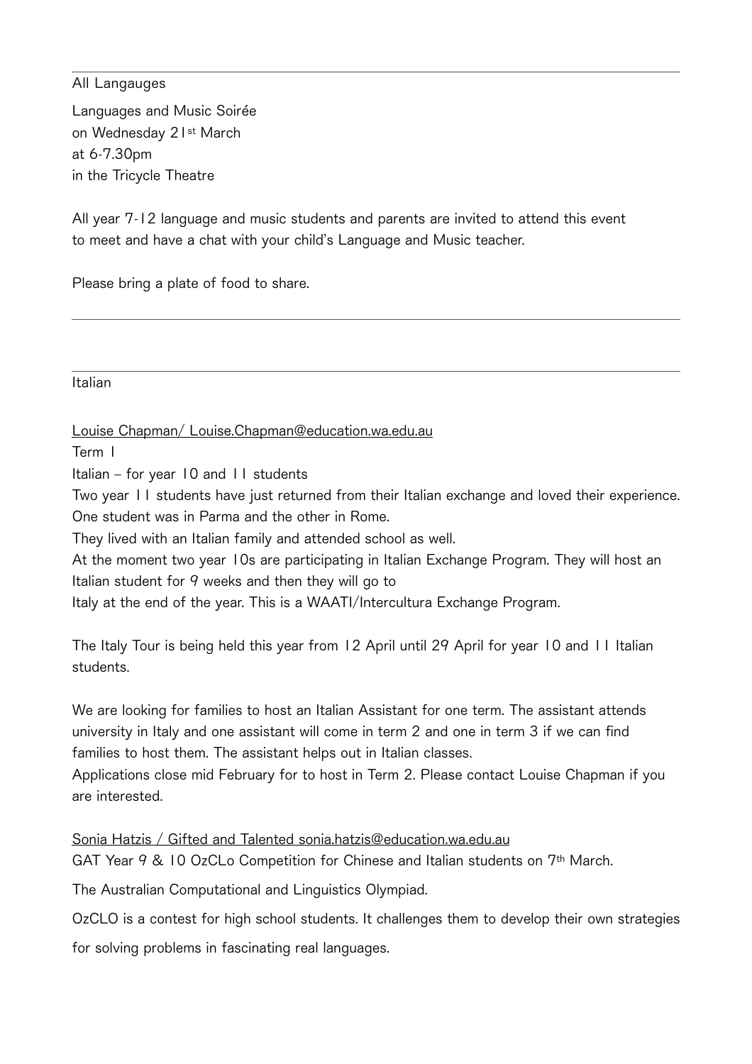---

All Langauges

Languages and Music Soirée
on Wednesday 21st March
at 6-7.30pm
in the Tricycle Theatre

All year 7-12 language and music students and parents are invited to attend this event to meet and have a chat with your child's Language and Music teacher.

Please bring a plate of food to share.

---

---

Italian

Louise Chapman/ Louise.Chapman@education.wa.edu.au

Term 1

Italian – for year 10 and 11 students

Two year 11 students have just returned from their Italian exchange and loved their experience. One student was in Parma and the other in Rome.

They lived with an Italian family and attended school as well.

At the moment two year 10s are participating in Italian Exchange Program. They will host an Italian student for 9 weeks and then they will go to Italy at the end of the year. This is a WAATI/Intercultura Exchange Program.

The Italy Tour is being held this year from 12 April until 29 April for year 10 and 11 Italian students.

We are looking for families to host an Italian Assistant for one term. The assistant attends university in Italy and one assistant will come in term 2 and one in term 3 if we can find families to host them. The assistant helps out in Italian classes.

Applications close mid February for to host in Term 2. Please contact Louise Chapman if you are interested.

Sonia Hatzis / Gifted and Talented sonia.hatzis@education.wa.edu.au

GAT Year 9 & 10 OzCLo Competition for Chinese and Italian students on 7th March.

The Australian Computational and Linguistics Olympiad.

OzCLO is a contest for high school students. It challenges them to develop their own strategies for solving problems in fascinating real languages.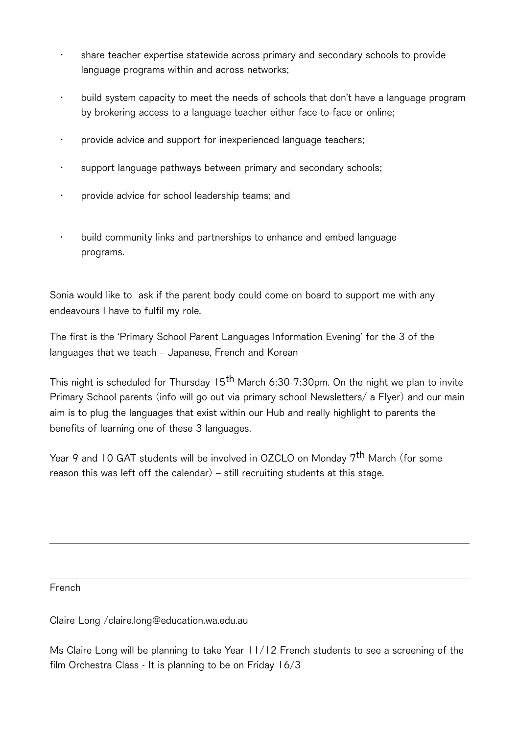- share teacher expertise statewide across primary and secondary schools to provide language programs within and across networks;
- build system capacity to meet the needs of schools that don't have a language program by brokering access to a language teacher either face-to-face or online;
- provide advice and support for inexperienced language teachers;
- support language pathways between primary and secondary schools;
- provide advice for school leadership teams; and
- build community links and partnerships to enhance and embed language programs.

Sonia would like to  ask if the parent body could come on board to support me with any endeavours I have to fulfil my role.

The first is the 'Primary School Parent Languages Information Evening' for the 3 of the languages that we teach – Japanese, French and Korean

This night is scheduled for Thursday 15th March 6:30-7:30pm. On the night we plan to invite Primary School parents (info will go out via primary school Newsletters/ a Flyer) and our main aim is to plug the languages that exist within our Hub and really highlight to parents the benefits of learning one of these 3 languages.

Year 9 and 10 GAT students will be involved in OZCLO on Monday 7th March (for some reason this was left off the calendar) – still recruiting students at this stage.

---

French

Claire Long /claire.long@education.wa.edu.au

Ms Claire Long will be planning to take Year 11/12 French students to see a screening of the film Orchestra Class - It is planning to be on Friday 16/3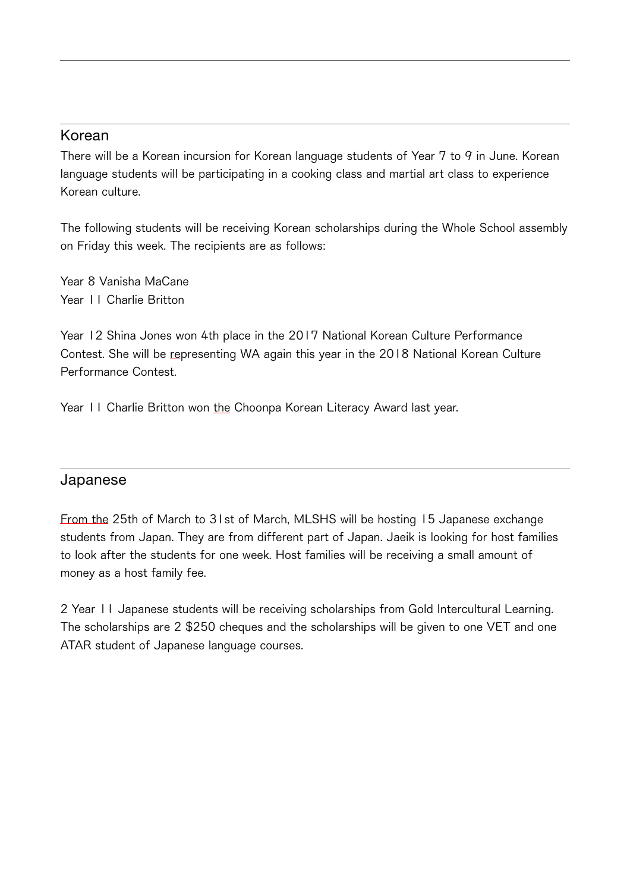## Korean

There will be a Korean incursion for Korean language students of Year 7 to 9 in June. Korean language students will be participating in a cooking class and martial art class to experience Korean culture.

The following students will be receiving Korean scholarships during the Whole School assembly on Friday this week. The recipients are as follows:

Year 8 Vanisha MaCane
Year 11 Charlie Britton

Year 12 Shina Jones won 4th place in the 2017 National Korean Culture Performance Contest. She will be representing WA again this year in the 2018 National Korean Culture Performance Contest.

Year 11 Charlie Britton won the Choonpa Korean Literacy Award last year.

## Japanese

From the 25th of March to 31st of March, MLSHS will be hosting 15 Japanese exchange students from Japan. They are from different part of Japan. Jaeik is looking for host families to look after the students for one week. Host families will be receiving a small amount of money as a host family fee.

2 Year 11 Japanese students will be receiving scholarships from Gold Intercultural Learning. The scholarships are 2 $250 cheques and the scholarships will be given to one VET and one ATAR student of Japanese language courses.